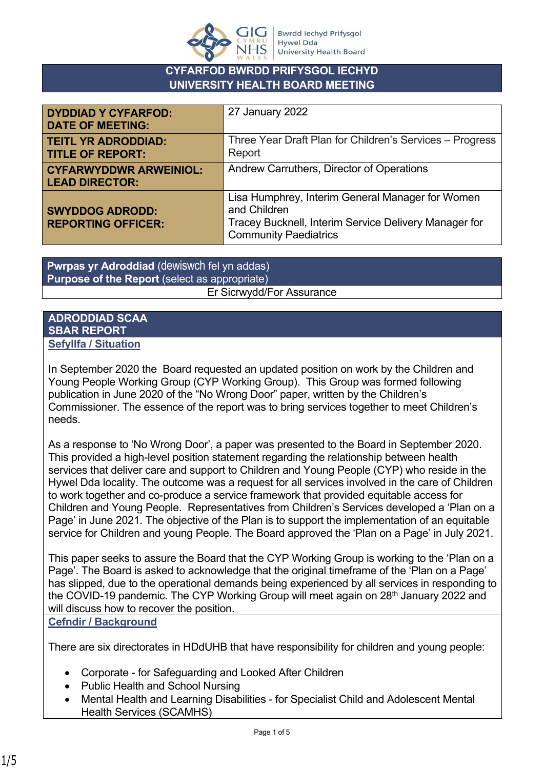# CYFARFOD BWRDD PRIFYSGOL IECHYD
# UNIVERSITY HEALTH BOARD MEETING

| | |
|---|---|
| **DYDDIAD Y CYFARFOD: DATE OF MEETING:** | 27 January 2022 |
| **TEITL YR ADRODDIAD: TITLE OF REPORT:** | Three Year Draft Plan for Children's Services – Progress Report |
| **CYFARWYDDWR ARWEINIOL: LEAD DIRECTOR:** | Andrew Carruthers, Director of Operations |
| **SWYDDOG ADRODD: REPORTING OFFICER:** | Lisa Humphrey, Interim General Manager for Women and Children<br>Tracey Bucknell, Interim Service Delivery Manager for Community Paediatrics |

| **Pwrpas yr Adroddiad** (dewiswch fel yn addas)<br>**Purpose of the Report** (select as appropriate) |
|---|
| Er Sicrwydd/For Assurance |

## ADRODDIAD SCAA
## SBAR REPORT

### Sefyllfa / Situation

In September 2020 the Board requested an updated position on work by the Children and Young People Working Group (CYP Working Group). This Group was formed following publication in June 2020 of the "No Wrong Door" paper, written by the Children's Commissioner. The essence of the report was to bring services together to meet Children's needs.

As a response to 'No Wrong Door', a paper was presented to the Board in September 2020. This provided a high-level position statement regarding the relationship between health services that deliver care and support to Children and Young People (CYP) who reside in the Hywel Dda locality. The outcome was a request for all services involved in the care of Children to work together and co-produce a service framework that provided equitable access for Children and Young People. Representatives from Children's Services developed a 'Plan on a Page' in June 2021. The objective of the Plan is to support the implementation of an equitable service for Children and young People. The Board approved the 'Plan on a Page' in July 2021.

This paper seeks to assure the Board that the CYP Working Group is working to the 'Plan on a Page'. The Board is asked to acknowledge that the original timeframe of the 'Plan on a Page' has slipped, due to the operational demands being experienced by all services in responding to the COVID-19 pandemic. The CYP Working Group will meet again on 28th January 2022 and will discuss how to recover the position.

### Cefndir / Background

There are six directorates in HDdUHB that have responsibility for children and young people:

- Corporate - for Safeguarding and Looked After Children
- Public Health and School Nursing
- Mental Health and Learning Disabilities - for Specialist Child and Adolescent Mental Health Services (SCAMHS)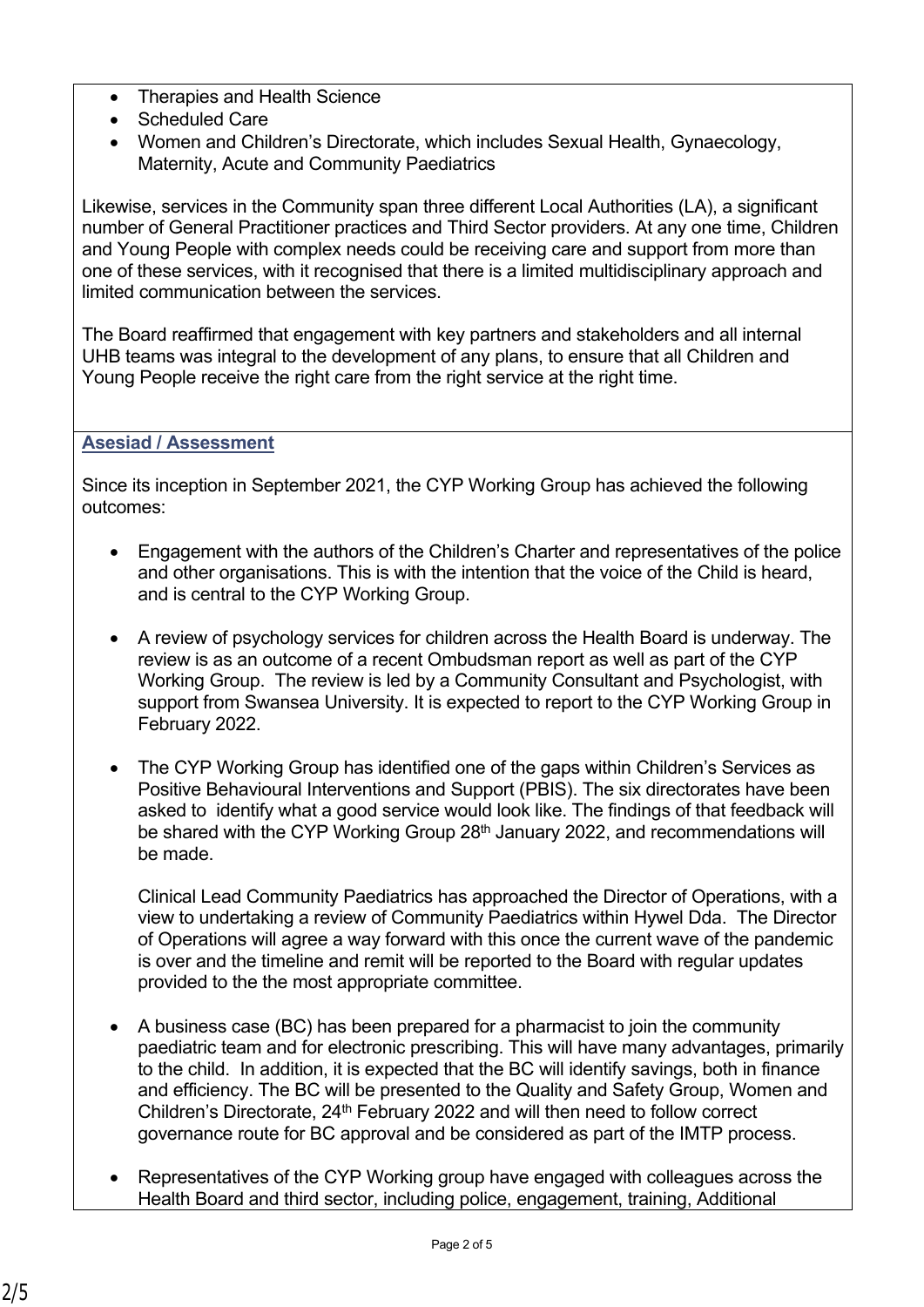- Therapies and Health Science
- Scheduled Care
- Women and Children's Directorate, which includes Sexual Health, Gynaecology, Maternity, Acute and Community Paediatrics

Likewise, services in the Community span three different Local Authorities (LA), a significant number of General Practitioner practices and Third Sector providers. At any one time, Children and Young People with complex needs could be receiving care and support from more than one of these services, with it recognised that there is a limited multidisciplinary approach and limited communication between the services.

The Board reaffirmed that engagement with key partners and stakeholders and all internal UHB teams was integral to the development of any plans, to ensure that all Children and Young People receive the right care from the right service at the right time.

**Asesiad / Assessment**

Since its inception in September 2021, the CYP Working Group has achieved the following outcomes:

- Engagement with the authors of the Children's Charter and representatives of the police and other organisations. This is with the intention that the voice of the Child is heard, and is central to the CYP Working Group.

- A review of psychology services for children across the Health Board is underway. The review is as an outcome of a recent Ombudsman report as well as part of the CYP Working Group. The review is led by a Community Consultant and Psychologist, with support from Swansea University. It is expected to report to the CYP Working Group in February 2022.

- The CYP Working Group has identified one of the gaps within Children's Services as Positive Behavioural Interventions and Support (PBIS). The six directorates have been asked to identify what a good service would look like. The findings of that feedback will be shared with the CYP Working Group 28th January 2022, and recommendations will be made.

  Clinical Lead Community Paediatrics has approached the Director of Operations, with a view to undertaking a review of Community Paediatrics within Hywel Dda. The Director of Operations will agree a way forward with this once the current wave of the pandemic is over and the timeline and remit will be reported to the Board with regular updates provided to the the most appropriate committee.

- A business case (BC) has been prepared for a pharmacist to join the community paediatric team and for electronic prescribing. This will have many advantages, primarily to the child. In addition, it is expected that the BC will identify savings, both in finance and efficiency. The BC will be presented to the Quality and Safety Group, Women and Children's Directorate, 24th February 2022 and will then need to follow correct governance route for BC approval and be considered as part of the IMTP process.

- Representatives of the CYP Working group have engaged with colleagues across the Health Board and third sector, including police, engagement, training, Additional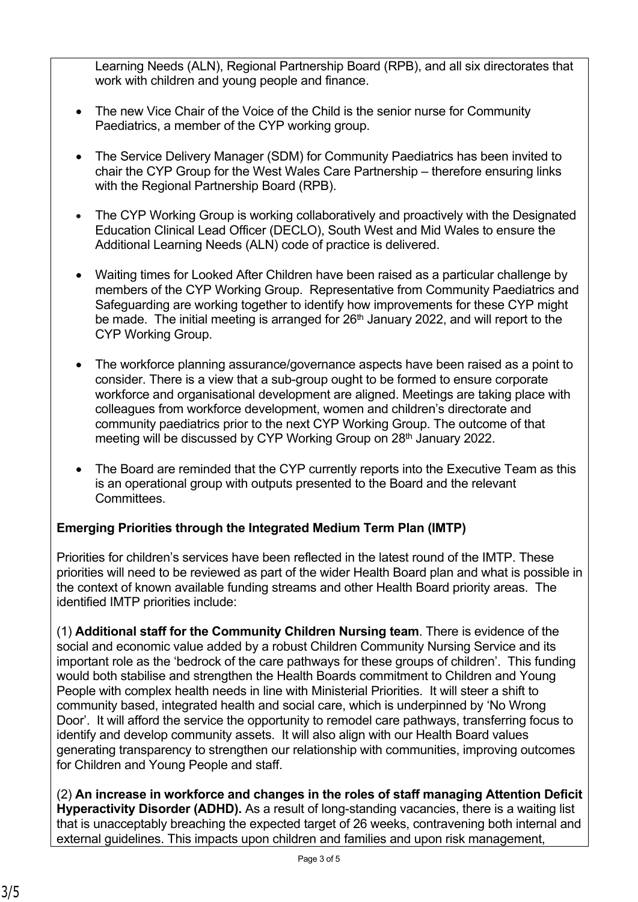Learning Needs (ALN), Regional Partnership Board (RPB), and all six directorates that work with children and young people and finance.

- The new Vice Chair of the Voice of the Child is the senior nurse for Community Paediatrics, a member of the CYP working group.
- The Service Delivery Manager (SDM) for Community Paediatrics has been invited to chair the CYP Group for the West Wales Care Partnership – therefore ensuring links with the Regional Partnership Board (RPB).
- The CYP Working Group is working collaboratively and proactively with the Designated Education Clinical Lead Officer (DECLO), South West and Mid Wales to ensure the Additional Learning Needs (ALN) code of practice is delivered.
- Waiting times for Looked After Children have been raised as a particular challenge by members of the CYP Working Group. Representative from Community Paediatrics and Safeguarding are working together to identify how improvements for these CYP might be made. The initial meeting is arranged for 26th January 2022, and will report to the CYP Working Group.
- The workforce planning assurance/governance aspects have been raised as a point to consider. There is a view that a sub-group ought to be formed to ensure corporate workforce and organisational development are aligned. Meetings are taking place with colleagues from workforce development, women and children's directorate and community paediatrics prior to the next CYP Working Group. The outcome of that meeting will be discussed by CYP Working Group on 28th January 2022.
- The Board are reminded that the CYP currently reports into the Executive Team as this is an operational group with outputs presented to the Board and the relevant Committees.

**Emerging Priorities through the Integrated Medium Term Plan (IMTP)**

Priorities for children's services have been reflected in the latest round of the IMTP. These priorities will need to be reviewed as part of the wider Health Board plan and what is possible in the context of known available funding streams and other Health Board priority areas. The identified IMTP priorities include:

(1) **Additional staff for the Community Children Nursing team**. There is evidence of the social and economic value added by a robust Children Community Nursing Service and its important role as the 'bedrock of the care pathways for these groups of children'. This funding would both stabilise and strengthen the Health Boards commitment to Children and Young People with complex health needs in line with Ministerial Priorities. It will steer a shift to community based, integrated health and social care, which is underpinned by 'No Wrong Door'. It will afford the service the opportunity to remodel care pathways, transferring focus to identify and develop community assets. It will also align with our Health Board values generating transparency to strengthen our relationship with communities, improving outcomes for Children and Young People and staff.

(2) **An increase in workforce and changes in the roles of staff managing Attention Deficit Hyperactivity Disorder (ADHD).** As a result of long-standing vacancies, there is a waiting list that is unacceptably breaching the expected target of 26 weeks, contravening both internal and external guidelines. This impacts upon children and families and upon risk management,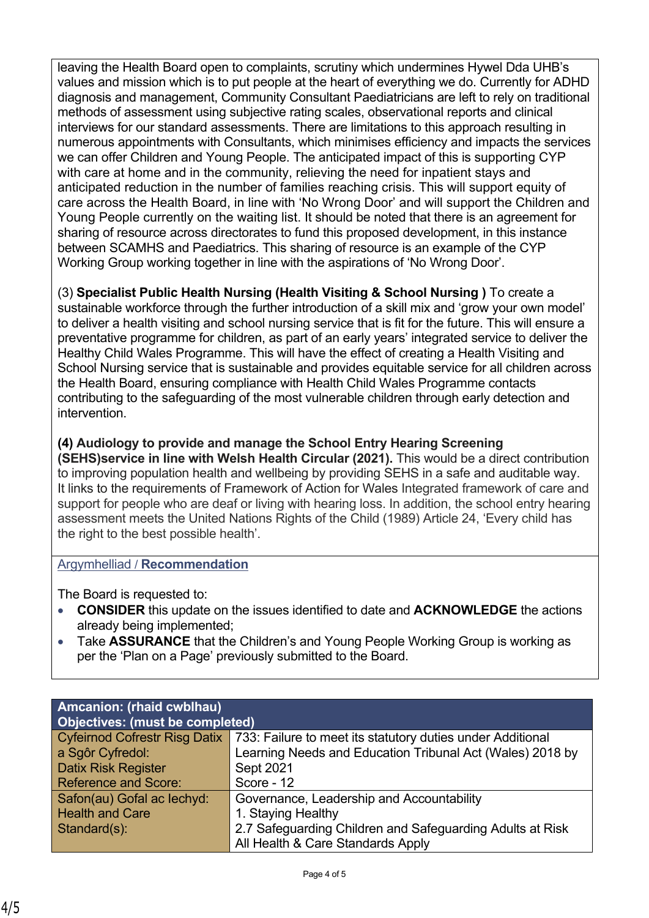leaving the Health Board open to complaints, scrutiny which undermines Hywel Dda UHB's values and mission which is to put people at the heart of everything we do. Currently for ADHD diagnosis and management, Community Consultant Paediatricians are left to rely on traditional methods of assessment using subjective rating scales, observational reports and clinical interviews for our standard assessments. There are limitations to this approach resulting in numerous appointments with Consultants, which minimises efficiency and impacts the services we can offer Children and Young People. The anticipated impact of this is supporting CYP with care at home and in the community, relieving the need for inpatient stays and anticipated reduction in the number of families reaching crisis. This will support equity of care across the Health Board, in line with 'No Wrong Door' and will support the Children and Young People currently on the waiting list. It should be noted that there is an agreement for sharing of resource across directorates to fund this proposed development, in this instance between SCAMHS and Paediatrics. This sharing of resource is an example of the CYP Working Group working together in line with the aspirations of 'No Wrong Door'.

(3) **Specialist Public Health Nursing (Health Visiting & School Nursing )** To create a sustainable workforce through the further introduction of a skill mix and 'grow your own model' to deliver a health visiting and school nursing service that is fit for the future. This will ensure a preventative programme for children, as part of an early years' integrated service to deliver the Healthy Child Wales Programme. This will have the effect of creating a Health Visiting and School Nursing service that is sustainable and provides equitable service for all children across the Health Board, ensuring compliance with Health Child Wales Programme contacts contributing to the safeguarding of the most vulnerable children through early detection and intervention.

**(4) Audiology to provide and manage the School Entry Hearing Screening (SEHS)service in line with Welsh Health Circular (2021).** This would be a direct contribution to improving population health and wellbeing by providing SEHS in a safe and auditable way. It links to the requirements of Framework of Action for Wales Integrated framework of care and support for people who are deaf or living with hearing loss. In addition, the school entry hearing assessment meets the United Nations Rights of the Child (1989) Article 24, 'Every child has the right to the best possible health'.

## Argymhelliad / **Recommendation**

The Board is requested to:

- **CONSIDER** this update on the issues identified to date and **ACKNOWLEDGE** the actions already being implemented;
- Take **ASSURANCE** that the Children's and Young People Working Group is working as per the 'Plan on a Page' previously submitted to the Board.

| **Amcanion: (rhaid cwblhau)<br>Objectives: (must be completed)** | |
|---|---|
| Cyfeirnod Cofrestr Risg Datix a Sgôr Cyfredol:<br>Datix Risk Register Reference and Score: | 733: Failure to meet its statutory duties under Additional Learning Needs and Education Tribunal Act (Wales) 2018 by Sept 2021<br>Score - 12 |
| Safon(au) Gofal ac Iechyd:<br>Health and Care Standard(s): | Governance, Leadership and Accountability<br>1. Staying Healthy<br>2.7 Safeguarding Children and Safeguarding Adults at Risk<br>All Health & Care Standards Apply |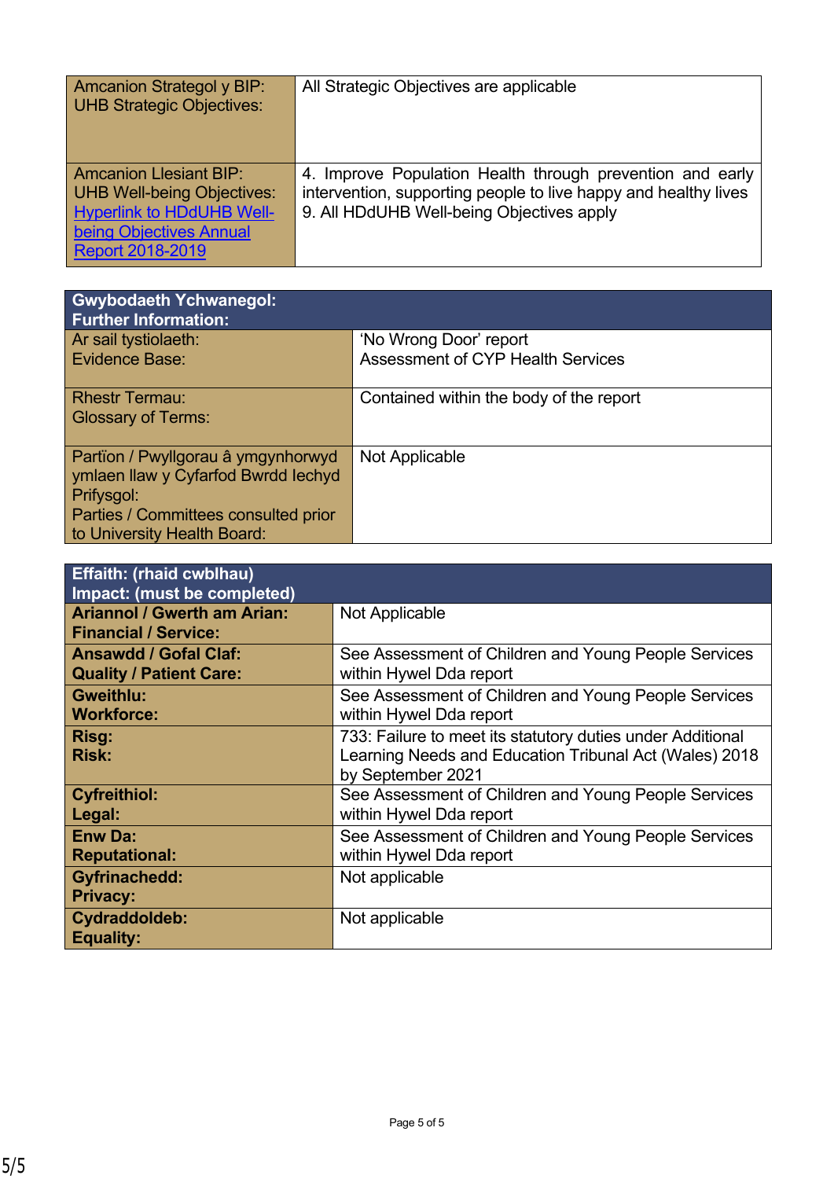| | |
|---|---|
| Amcanion Strategol y BIP:<br>UHB Strategic Objectives: | All Strategic Objectives are applicable |
| Amcanion Llesiant BIP:<br>UHB Well-being Objectives:<br>[Hyperlink to HDdUHB Well-being Objectives Annual Report 2018-2019] | 4. Improve Population Health through prevention and early intervention, supporting people to live happy and healthy lives<br>9. All HDdUHB Well-being Objectives apply |

| **Gwybodaeth Ychwanegol:<br>Further Information:** | |
|---|---|
| Ar sail tystiolaeth:<br>Evidence Base: | 'No Wrong Door' report<br>Assessment of CYP Health Services |
| Rhestr Termau:<br>Glossary of Terms: | Contained within the body of the report |
| Partïon / Pwyllgorau â ymgynhorwyd ymlaen llaw y Cyfarfod Bwrdd Iechyd Prifysgol:<br>Parties / Committees consulted prior to University Health Board: | Not Applicable |

| **Effaith: (rhaid cwblhau)<br>Impact: (must be completed)** | |
|---|---|
| **Ariannol / Gwerth am Arian:<br>Financial / Service:** | Not Applicable |
| **Ansawdd / Gofal Claf:<br>Quality / Patient Care:** | See Assessment of Children and Young People Services within Hywel Dda report |
| **Gweithlu:<br>Workforce:** | See Assessment of Children and Young People Services within Hywel Dda report |
| **Risg:<br>Risk:** | 733: Failure to meet its statutory duties under Additional Learning Needs and Education Tribunal Act (Wales) 2018 by September 2021 |
| **Cyfreithiol:<br>Legal:** | See Assessment of Children and Young People Services within Hywel Dda report |
| **Enw Da:<br>Reputational:** | See Assessment of Children and Young People Services within Hywel Dda report |
| **Gyfrinachedd:<br>Privacy:** | Not applicable |
| **Cydraddoldeb:<br>Equality:** | Not applicable |